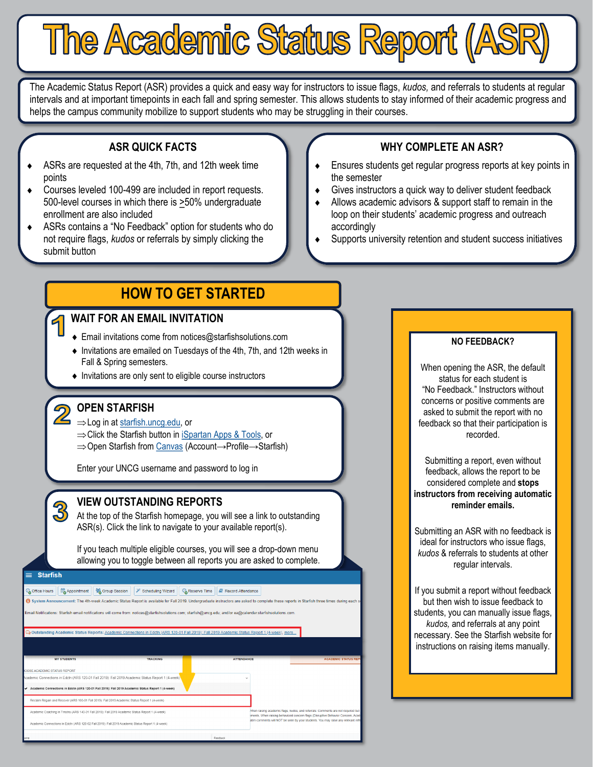# The Academic Status Report (ASR)

The Academic Status Report (ASR) provides a quick and easy way for instructors to issue flags, *kudos,* and referrals to students at regular intervals and at important timepoints in each fall and spring semester. This allows students to stay informed of their academic progress and helps the campus community mobilize to support students who may be struggling in their courses.

## ASR QUICK FACTS

- ASRs are requested at the 4th, 7th, and 12th week time points
- Courses leveled 100-499 are included in report requests. 500-level courses in which there is ≥50% undergraduate enrollment are also included
- ASRs contains a "No Feedback" option for students who do not require flags, *kudos* or referrals by simply clicking the submit button

## WHY COMPLETE AN ASR?

- Ensures students get regular progress reports at key points in the semester
- Gives instructors a quick way to deliver student feedback
- Allows academic advisors & support staff to remain in the loop on their students' academic progress and outreach accordingly
- Supports university retention and student success initiatives

## HOW TO GET STARTED

### 1 WAIT FOR AN EMAIL INVITATION

- Email invitations come from notices@starfishsolutions.com
- Invitations are emailed on Tuesdays of the 4th, 7th, and 12th weeks in Fall & Spring semesters.
- Invitations are only sent to eligible course instructors

### 2 OPEN STARFISH

⇒Log in at starfish.uncg.edu, or
⇒Click the Starfish button in iSpartan Apps & Tools, or
⇒Open Starfish from Canvas (Account→Profile→Starfish)

Enter your UNCG username and password to log in

### 3 VIEW OUTSTANDING REPORTS

At the top of the Starfish homepage, you will see a link to outstanding ASR(s). Click the link to navigate to your available report(s).

If you teach multiple eligible courses, you will see a drop-down menu allowing you to toggle between all reports you are asked to complete.

## NO FEEDBACK?

When opening the ASR, the default status for each student is "No Feedback." Instructors without concerns or positive comments are asked to submit the report with no feedback so that their participation is recorded.

Submitting a report, even without feedback, allows the report to be considered complete and **stops instructors from receiving automatic reminder emails.**

Submitting an ASR with no feedback is ideal for instructors who issue flags, *kudos* & referrals to students at other regular intervals.

If you submit a report without feedback but then wish to issue feedback to students, you can manually issue flags, *kudos,* and referrals at any point necessary. See the Starfish website for instructions on raising items manually.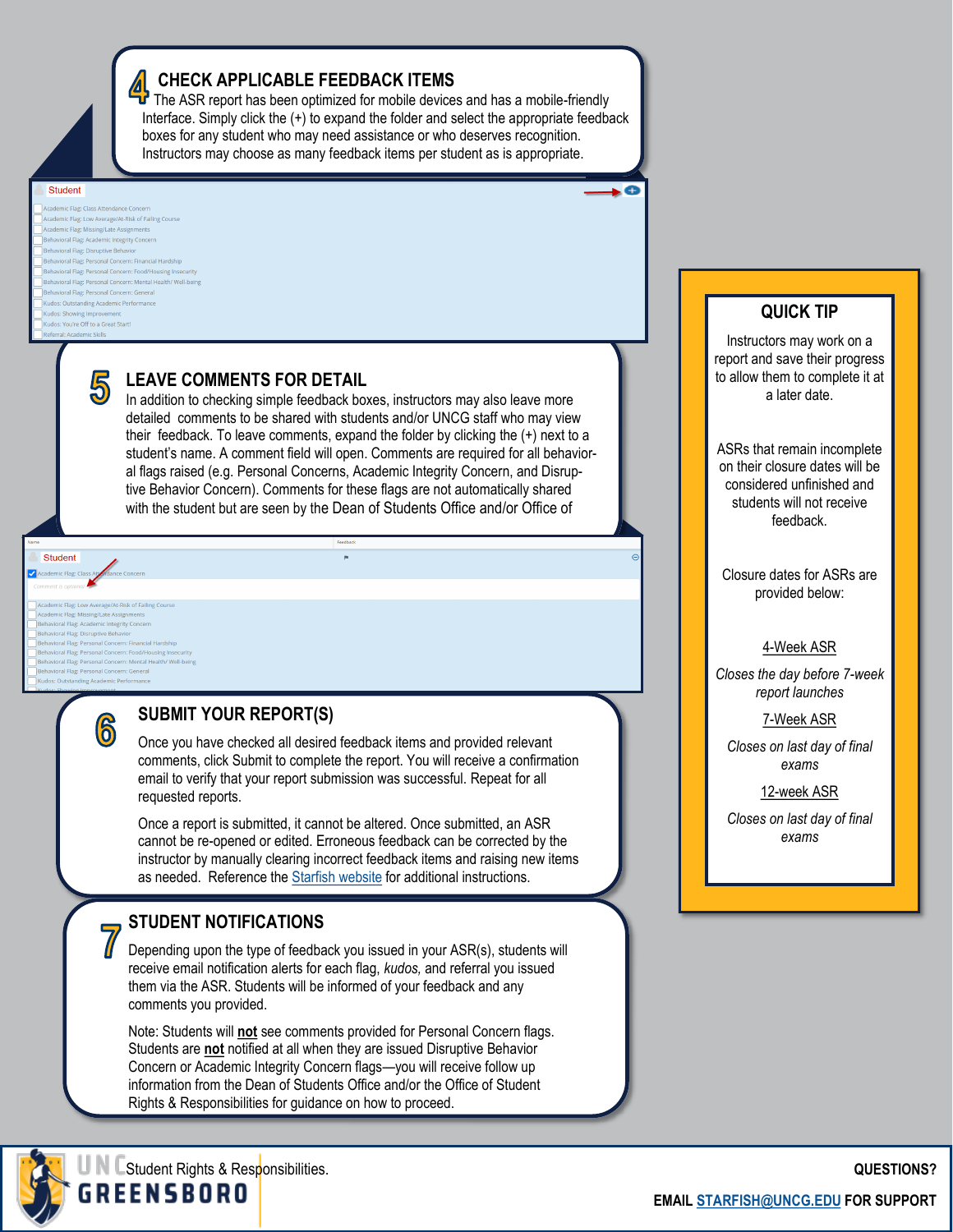## 4 CHECK APPLICABLE FEEDBACK ITEMS

The ASR report has been optimized for mobile devices and has a mobile-friendly Interface. Simply click the (+) to expand the folder and select the appropriate feedback boxes for any student who may need assistance or who deserves recognition. Instructors may choose as many feedback items per student as is appropriate.

Student

- Academic Flag: Class Attendance Concern
- Academic Flag: Low Average/At-Risk of Failing Course
- Academic Flag: Missing/Late Assignments
- Behavioral Flag: Academic Integrity Concern
- Behavioral Flag: Disruptive Behavior
- Behavioral Flag: Personal Concern: Financial Hardship
- Behavioral Flag: Personal Concern: Food/Housing Insecurity
- Behavioral Flag: Personal Concern: Mental Health/ Well-being
- Behavioral Flag: Personal Concern: General
- Kudos: Outstanding Academic Performance
- Kudos: Showing Improvement
- Kudos: You're Off to a Great Start!
- Referral: Academic Skills

## 5 LEAVE COMMENTS FOR DETAIL

In addition to checking simple feedback boxes, instructors may also leave more detailed comments to be shared with students and/or UNCG staff who may view their feedback. To leave comments, expand the folder by clicking the (+) next to a student's name. A comment field will open. Comments are required for all behavioral flags raised (e.g. Personal Concerns, Academic Integrity Concern, and Disruptive Behavior Concern). Comments for these flags are not automatically shared with the student but are seen by the Dean of Students Office and/or Office of

Name | Feedback

Student

- [x] Academic Flag: Class Attendance Concern

Comment is optional

- Academic Flag: Low Average/At-Risk of Failing Course
- Academic Flag: Missing/Late Assignments
- Behavioral Flag: Academic Integrity Concern
- Behavioral Flag: Disruptive Behavior
- Behavioral Flag: Personal Concern: Financial Hardship
- Behavioral Flag: Personal Concern: Food/Housing Insecurity
- Behavioral Flag: Personal Concern: Mental Health/ Well-being
- Behavioral Flag: Personal Concern: General
- Kudos: Outstanding Academic Performance
- Kudos: Showing Improvement

## 6 SUBMIT YOUR REPORT(S)

Once you have checked all desired feedback items and provided relevant comments, click Submit to complete the report. You will receive a confirmation email to verify that your report submission was successful. Repeat for all requested reports.

Once a report is submitted, it cannot be altered. Once submitted, an ASR cannot be re-opened or edited. Erroneous feedback can be corrected by the instructor by manually clearing incorrect feedback items and raising new items as needed. Reference the Starfish website for additional instructions.

## 7 STUDENT NOTIFICATIONS

Depending upon the type of feedback you issued in your ASR(s), students will receive email notification alerts for each flag, *kudos,* and referral you issued them via the ASR. Students will be informed of your feedback and any comments you provided.

Note: Students will **not** see comments provided for Personal Concern flags. Students are **not** notified at all when they are issued Disruptive Behavior Concern or Academic Integrity Concern flags—you will receive follow up information from the Dean of Students Office and/or the Office of Student Rights & Responsibilities for guidance on how to proceed.

## QUICK TIP

Instructors may work on a report and save their progress to allow them to complete it at a later date.

ASRs that remain incomplete on their closure dates will be considered unfinished and students will not receive feedback.

Closure dates for ASRs are provided below:

4-Week ASR

*Closes the day before 7-week report launches*

7-Week ASR

*Closes on last day of final exams*

12-week ASR

*Closes on last day of final exams*

UNC GREENSBORO Student Rights & Responsibilities.

**QUESTIONS?**

**EMAIL STARFISH@UNCG.EDU FOR SUPPORT**